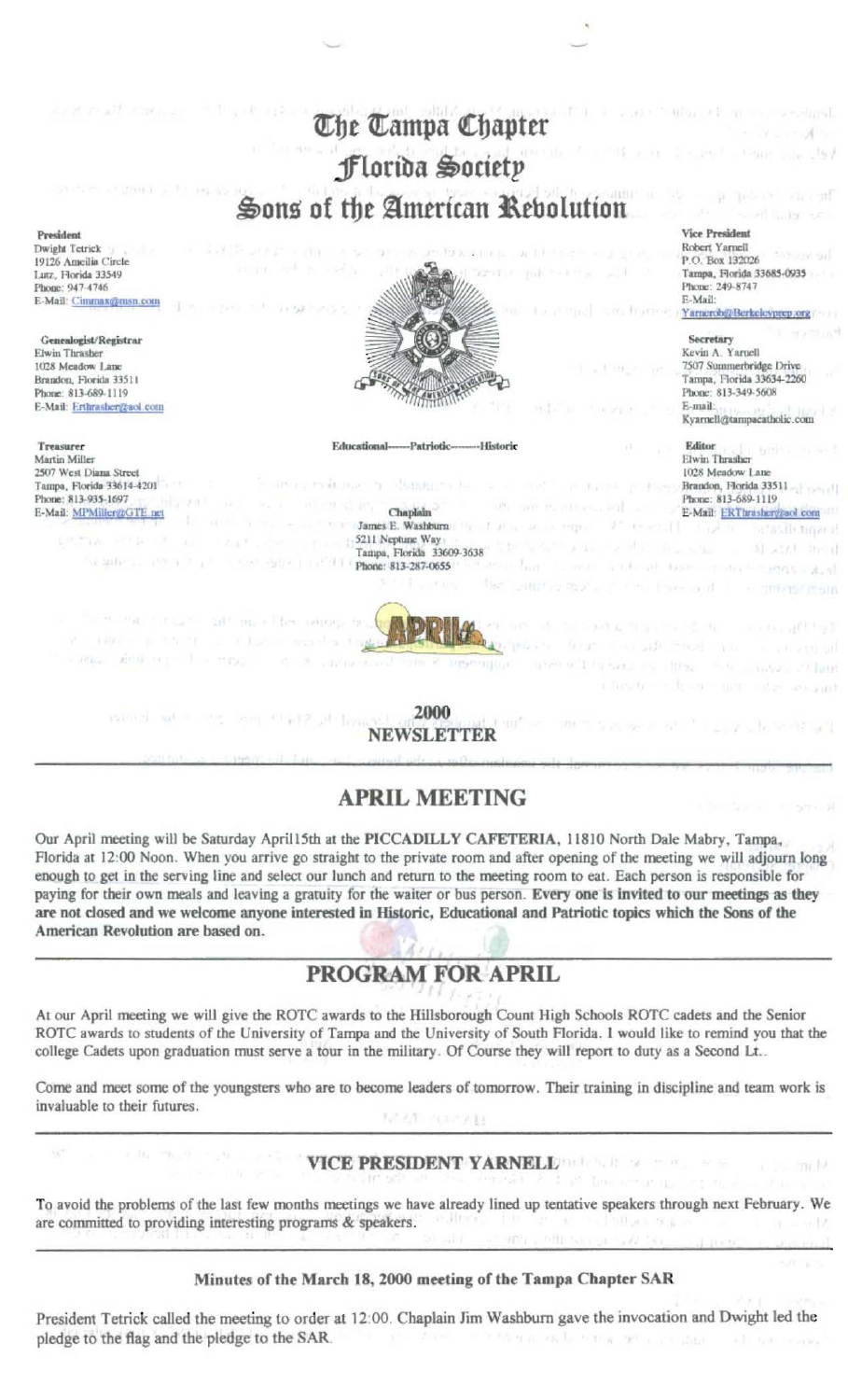# The Tampa Chapter
# Florida Society
# Sons of the American Revolution

**President**
Dwight Tetrick
19126 Amcilia Circle
Lutz, Florida 33549
Phone: 947-4746
E-Mail: Cimmax@msn.com

**Vice President**
Robert Yarnell
P.O. Box 132026
Tampa, Florida 33685-0935
Phone: 249-8747
E-Mail:
Yarnerob@Berkeleyprep.org

**Genealogist/Registrar**
Elwin Thrasher
1028 Meadow Lane
Brandon, Florida 33511
Phone: 813-689-1119
E-Mail: Erthrasher@aol.com

**Secretary**
Kevin A. Yarnell
7507 Summerbridge Drive
Tampa, Florida 33634-2260
Phone: 813-349-5608
E-mail:
Kyarnell@tampacatholic.com

**Treasurer**
Martin Miller
2507 West Diana Street
Tampa, Florida 33614-4201
Phone: 813-935-1697
E-Mail: MPMiller@GTE.net

**Editor**
Elwin Thrasher
1028 Meadow Lane
Brandon, Florida 33511
Phone: 813-689-1119
E-Mail: ERThrasher@aol.com

Educational------Patriotic--------Historic

**Chaplain**
James E. Washburn
5211 Neptune Way
Tampa, Florida 33609-3638
Phone: 813-287-0655

APRIL

2000
NEWSLETTER

## APRIL MEETING

Our April meeting will be Saturday April15th at the **PICCADILLY CAFETERIA**, 11810 North Dale Mabry, Tampa, Florida at 12:00 Noon. When you arrive go straight to the private room and after opening of the meeting we will adjourn long enough to get in the serving line and select our lunch and return to the meeting room to eat. Each person is responsible for paying for their own meals and leaving a gratuity for the waiter or bus person. **Every one is invited to our meetings as they are not closed and we welcome anyone interested in Historic, Educational and Patriotic topics which the Sons of the American Revolution are based on.**

## PROGRAM FOR APRIL

At our April meeting we will give the ROTC awards to the Hillsborough Count High Schools ROTC cadets and the Senior ROTC awards to students of the University of Tampa and the University of South Florida. I would like to remind you that the college Cadets upon graduation must serve a tour in the military. Of Course they will report to duty as a Second Lt..

Come and meet some of the youngsters who are to become leaders of tomorrow. Their training in discipline and team work is invaluable to their futures.

### VICE PRESIDENT YARNELL

To avoid the problems of the last few months meetings we have already lined up tentative speakers through next February. We are committed to providing interesting programs & speakers.

#### Minutes of the March 18, 2000 meeting of the Tampa Chapter SAR

President Tetrick called the meeting to order at 12:00. Chaplain Jim Washburn gave the invocation and Dwight led the pledge to the flag and the pledge to the SAR.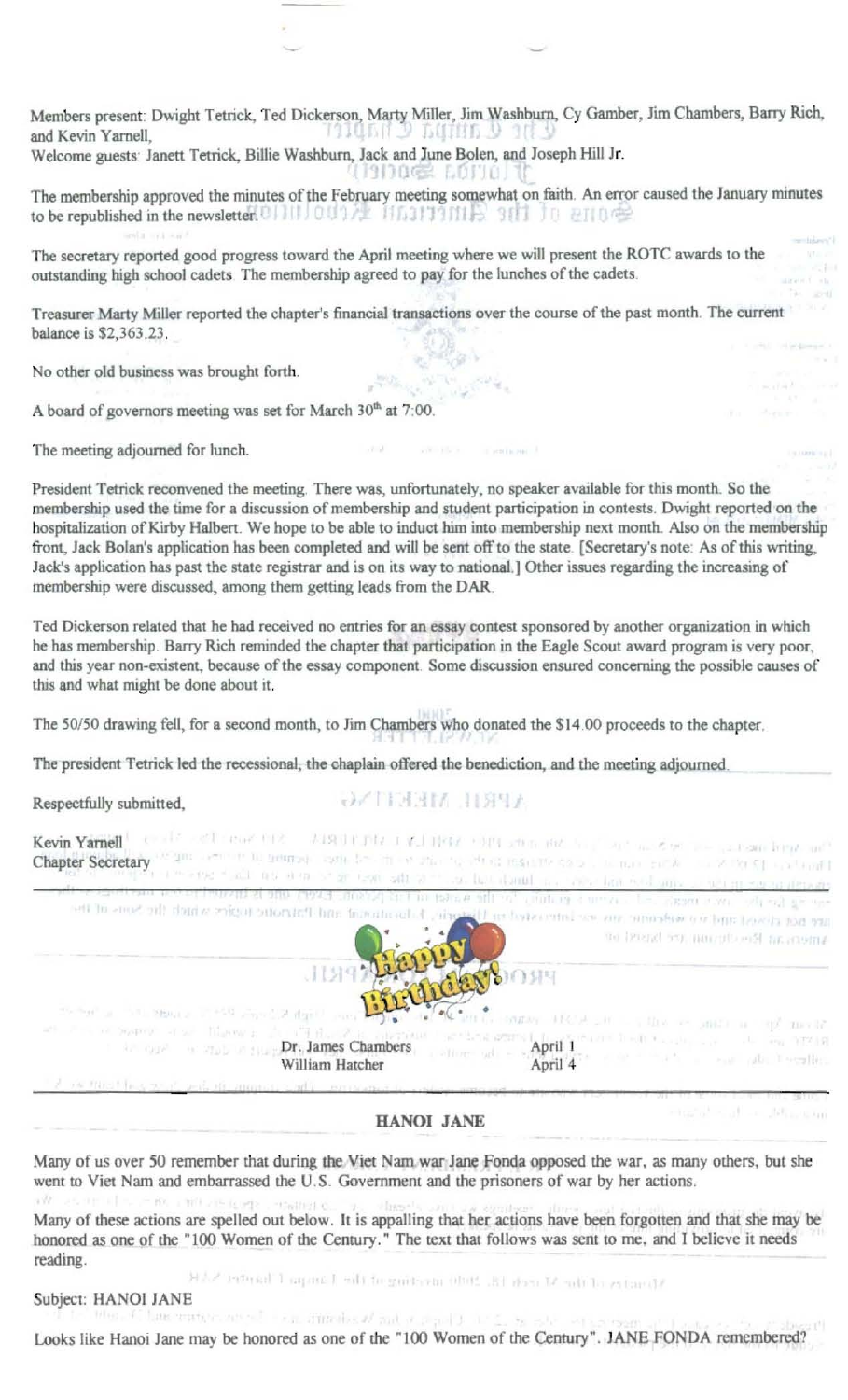Members present: Dwight Tetrick, Ted Dickerson, Marty Miller, Jim Washburn, Cy Gamber, Jim Chambers, Barry Rich, and Kevin Yarnell,

Welcome guests: Janett Tetrick, Billie Washburn, Jack and June Bolen, and Joseph Hill Jr.

The membership approved the minutes of the February meeting somewhat on faith. An error caused the January minutes to be republished in the newsletter.

The secretary reported good progress toward the April meeting where we will present the ROTC awards to the outstanding high school cadets. The membership agreed to pay for the lunches of the cadets.

Treasurer Marty Miller reported the chapter's financial transactions over the course of the past month. The current balance is $2,363.23.

No other old business was brought forth.

A board of governors meeting was set for March 30th at 7:00.

The meeting adjourned for lunch.

President Tetrick reconvened the meeting. There was, unfortunately, no speaker available for this month. So the membership used the time for a discussion of membership and student participation in contests. Dwight reported on the hospitalization of Kirby Halbert. We hope to be able to induct him into membership next month. Also on the membership front, Jack Bolan's application has been completed and will be sent off to the state. [Secretary's note: As of this writing, Jack's application has past the state registrar and is on its way to national.] Other issues regarding the increasing of membership were discussed, among them getting leads from the DAR.

Ted Dickerson related that he had received no entries for an essay contest sponsored by another organization in which he has membership. Barry Rich reminded the chapter that participation in the Eagle Scout award program is very poor, and this year non-existent, because of the essay component. Some discussion ensured concerning the possible causes of this and what might be done about it.

The 50/50 drawing fell, for a second month, to Jim Chambers who donated the $14.00 proceeds to the chapter.

The president Tetrick led the recessional, the chaplain offered the benediction, and the meeting adjourned.

Respectfully submitted,

Kevin Yarnell
Chapter Secretary

**Happy Birthday!**

| | |
|---|---|
| Dr. James Chambers | April 1 |
| William Hatcher | April 4 |

## HANOI JANE

Many of us over 50 remember that during the Viet Nam war Jane Fonda opposed the war, as many others, but she went to Viet Nam and embarrassed the U.S. Government and the prisoners of war by her actions.

Many of these actions are spelled out below. It is appalling that her actions have been forgotten and that she may be honored as one of the "100 Women of the Century." The text that follows was sent to me, and I believe it needs reading.

Subject: HANOI JANE

Looks like Hanoi Jane may be honored as one of the "100 Women of the Century". JANE FONDA remembered?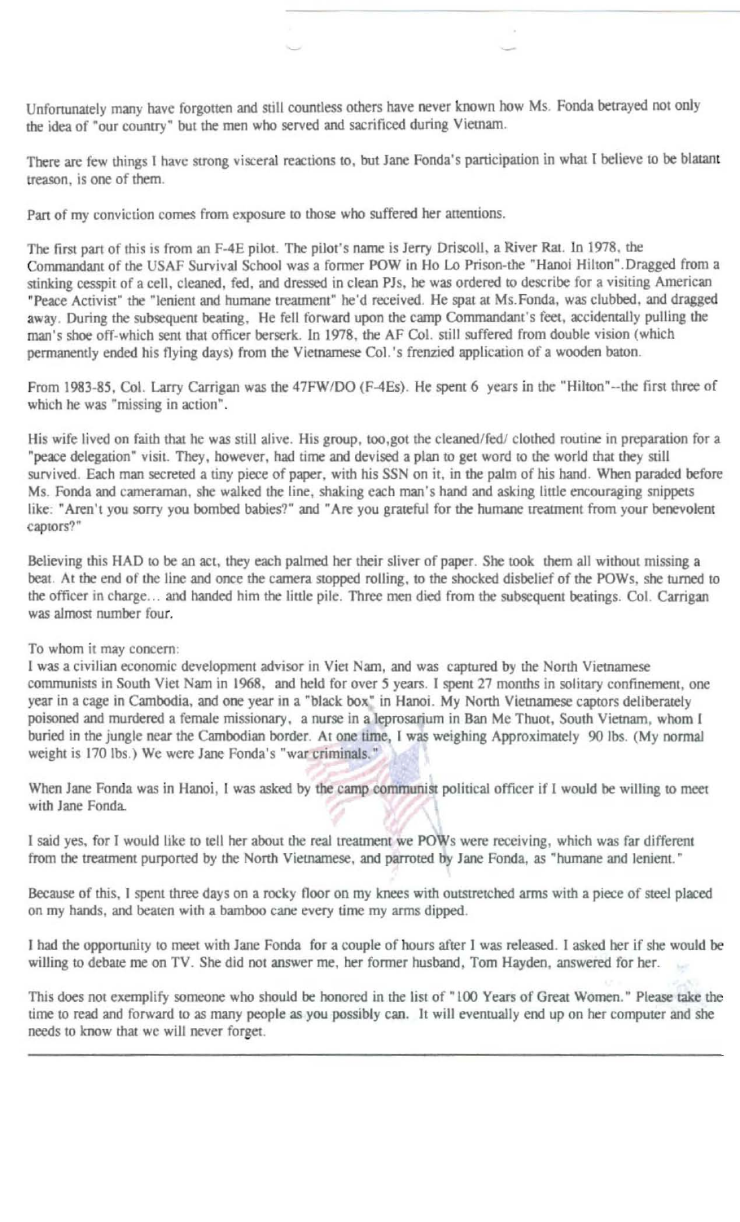Unfortunately many have forgotten and still countless others have never known how Ms. Fonda betrayed not only the idea of "our country" but the men who served and sacrificed during Vietnam.

There are few things I have strong visceral reactions to, but Jane Fonda's participation in what I believe to be blatant treason, is one of them.

Part of my conviction comes from exposure to those who suffered her attentions.

The first part of this is from an F-4E pilot. The pilot's name is Jerry Driscoll, a River Rat. In 1978, the Commandant of the USAF Survival School was a former POW in Ho Lo Prison-the "Hanoi Hilton". Dragged from a stinking cesspit of a cell, cleaned, fed, and dressed in clean PJs, he was ordered to describe for a visiting American "Peace Activist" the "lenient and humane treatment" he'd received. He spat at Ms.Fonda, was clubbed, and dragged away. During the subsequent beating, He fell forward upon the camp Commandant's feet, accidentally pulling the man's shoe off-which sent that officer berserk. In 1978, the AF Col. still suffered from double vision (which permanently ended his flying days) from the Vietnamese Col.'s frenzied application of a wooden baton.

From 1983-85, Col. Larry Carrigan was the 47FW/DO (F-4Es). He spent 6 years in the "Hilton"--the first three of which he was "missing in action".

His wife lived on faith that he was still alive. His group, too,got the cleaned/fed/ clothed routine in preparation for a "peace delegation" visit. They, however, had time and devised a plan to get word to the world that they still survived. Each man secreted a tiny piece of paper, with his SSN on it, in the palm of his hand. When paraded before Ms. Fonda and cameraman, she walked the line, shaking each man's hand and asking little encouraging snippets like: "Aren't you sorry you bombed babies?" and "Are you grateful for the humane treatment from your benevolent captors?"

Believing this HAD to be an act, they each palmed her their sliver of paper. She took them all without missing a beat. At the end of the line and once the camera stopped rolling, to the shocked disbelief of the POWs, she turned to the officer in charge... and handed him the little pile. Three men died from the subsequent beatings. Col. Carrigan was almost number four.

To whom it may concern:
I was a civilian economic development advisor in Viet Nam, and was captured by the North Vietnamese communists in South Viet Nam in 1968, and held for over 5 years. I spent 27 months in solitary confinement, one year in a cage in Cambodia, and one year in a "black box" in Hanoi. My North Vietnamese captors deliberately poisoned and murdered a female missionary, a nurse in a leprosarium in Ban Me Thuot, South Vietnam, whom I buried in the jungle near the Cambodian border. At one time, I was weighing Approximately 90 lbs. (My normal weight is 170 lbs.) We were Jane Fonda's "war criminals."

When Jane Fonda was in Hanoi, I was asked by the camp communist political officer if I would be willing to meet with Jane Fonda.

I said yes, for I would like to tell her about the real treatment we POWs were receiving, which was far different from the treatment purported by the North Vietnamese, and parroted by Jane Fonda, as "humane and lenient."

Because of this, I spent three days on a rocky floor on my knees with outstretched arms with a piece of steel placed on my hands, and beaten with a bamboo cane every time my arms dipped.

I had the opportunity to meet with Jane Fonda for a couple of hours after I was released. I asked her if she would be willing to debate me on TV. She did not answer me, her former husband, Tom Hayden, answered for her.

This does not exemplify someone who should be honored in the list of "100 Years of Great Women." Please take the time to read and forward to as many people as you possibly can. It will eventually end up on her computer and she needs to know that we will never forget.